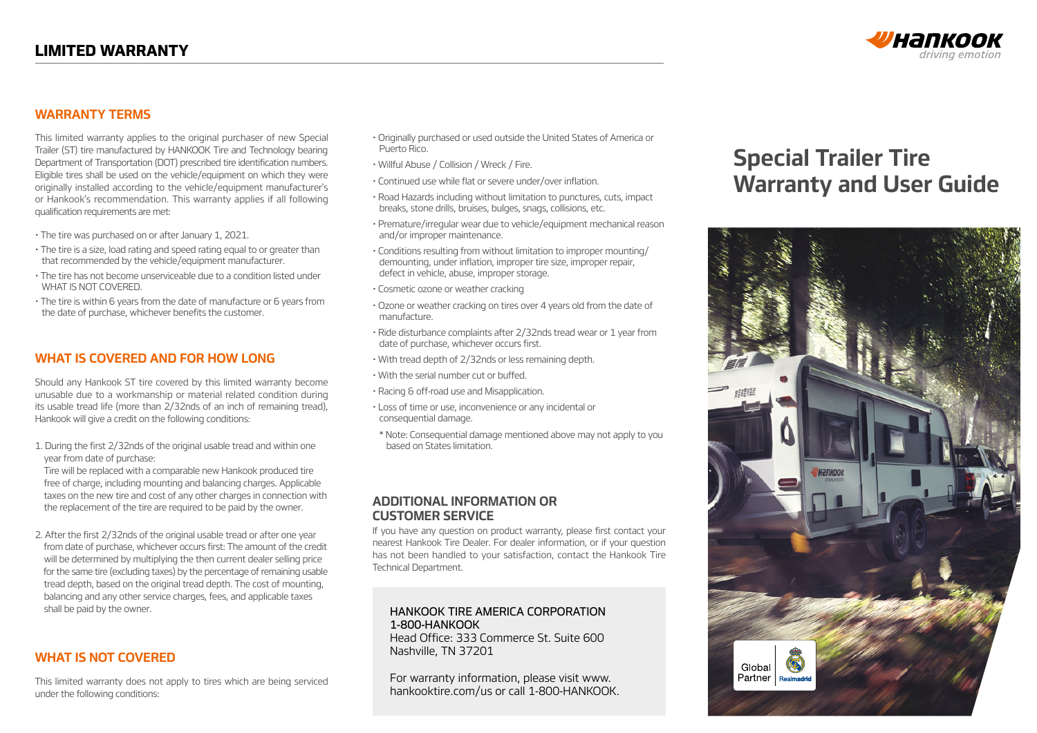# LIMITED WARRANTY

## WARRANTY TERMS

This limited warranty applies to the original purchaser of new Special Trailer (ST) tire manufactured by HANKOOK Tire and Technology bearing Department of Transportation (DOT) prescribed tire identification numbers. Eligible tires shall be used on the vehicle/equipment on which they were originally installed according to the vehicle/equipment manufacturer's or Hankook's recommendation. This warranty applies if all following qualification requirements are met:

- The tire was purchased on or after January 1, 2021.
- The tire is a size, load rating and speed rating equal to or greater than that recommended by the vehicle/equipment manufacturer.
- The tire has not become unserviceable due to a condition listed under WHAT IS NOT COVERED.
- The tire is within 6 years from the date of manufacture or 6 years from the date of purchase, whichever benefits the customer.

## WHAT IS COVERED AND FOR HOW LONG

Should any Hankook ST tire covered by this limited warranty become unusable due to a workmanship or material related condition during its usable tread life (more than 2/32nds of an inch of remaining tread), Hankook will give a credit on the following conditions:

1. During the first 2/32nds of the original usable tread and within one year from date of purchase:
   Tire will be replaced with a comparable new Hankook produced tire free of charge, including mounting and balancing charges. Applicable taxes on the new tire and cost of any other charges in connection with the replacement of the tire are required to be paid by the owner.

2. After the first 2/32nds of the original usable tread or after one year from date of purchase, whichever occurs first: The amount of the credit will be determined by multiplying the then current dealer selling price for the same tire (excluding taxes) by the percentage of remaining usable tread depth, based on the original tread depth. The cost of mounting, balancing and any other service charges, fees, and applicable taxes shall be paid by the owner.

## WHAT IS NOT COVERED

This limited warranty does not apply to tires which are being serviced under the following conditions:

- Originally purchased or used outside the United States of America or Puerto Rico.
- Willful Abuse / Collision / Wreck / Fire.
- Continued use while flat or severe under/over inflation.
- Road Hazards including without limitation to punctures, cuts, impact breaks, stone drills, bruises, bulges, snags, collisions, etc.
- Premature/irregular wear due to vehicle/equipment mechanical reason and/or improper maintenance.
- Conditions resulting from without limitation to improper mounting/demounting, under inflation, improper tire size, improper repair, defect in vehicle, abuse, improper storage.
- Cosmetic ozone or weather cracking
- Ozone or weather cracking on tires over 4 years old from the date of manufacture.
- Ride disturbance complaints after 2/32nds tread wear or 1 year from date of purchase, whichever occurs first.
- With tread depth of 2/32nds or less remaining depth.
- With the serial number cut or buffed.
- Racing & off-road use and Misapplication.
- Loss of time or use, inconvenience or any incidental or consequential damage.

  * Note: Consequential damage mentioned above may not apply to you based on States limitation.

## ADDITIONAL INFORMATION OR CUSTOMER SERVICE

If you have any question on product warranty, please first contact your nearest Hankook Tire Dealer. For dealer information, or if your question has not been handled to your satisfaction, contact the Hankook Tire Technical Department.

HANKOOK TIRE AMERICA CORPORATION
1-800-HANKOOK
Head Office: 333 Commerce St. Suite 600
Nashville, TN 37201

For warranty information, please visit www.hankooktire.com/us or call 1-800-HANKOOK.

# Special Trailer Tire Warranty and User Guide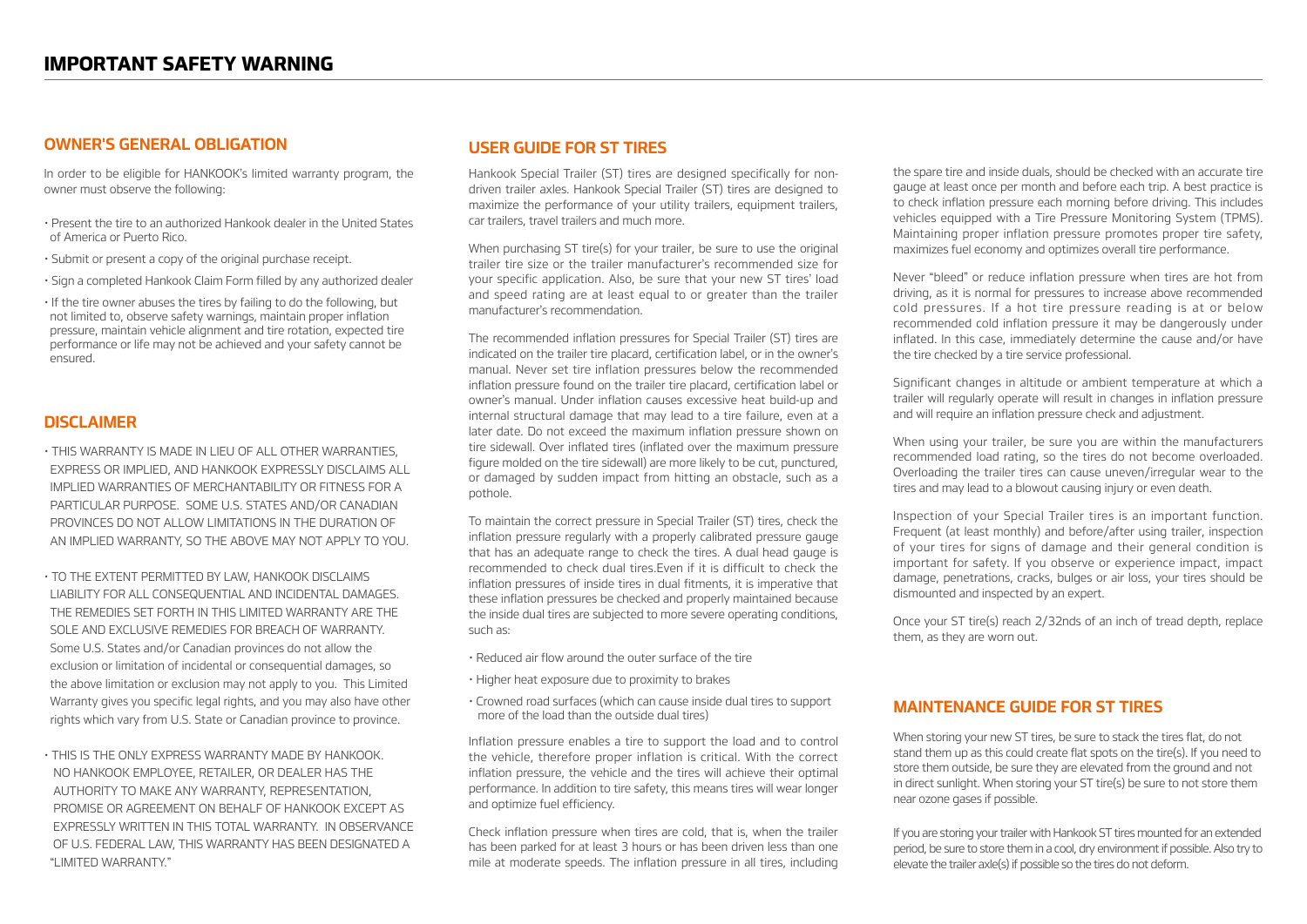# IMPORTANT SAFETY WARNING

## OWNER'S GENERAL OBLIGATION

In order to be eligible for HANKOOK's limited warranty program, the owner must observe the following:

- Present the tire to an authorized Hankook dealer in the United States of America or Puerto Rico.
- Submit or present a copy of the original purchase receipt.
- Sign a completed Hankook Claim Form filled by any authorized dealer
- If the tire owner abuses the tires by failing to do the following, but not limited to, observe safety warnings, maintain proper inflation pressure, maintain vehicle alignment and tire rotation, expected tire performance or life may not be achieved and your safety cannot be ensured.

## DISCLAIMER

- THIS WARRANTY IS MADE IN LIEU OF ALL OTHER WARRANTIES, EXPRESS OR IMPLIED, AND HANKOOK EXPRESSLY DISCLAIMS ALL IMPLIED WARRANTIES OF MERCHANTABILITY OR FITNESS FOR A PARTICULAR PURPOSE. SOME U.S. STATES AND/OR CANADIAN PROVINCES DO NOT ALLOW LIMITATIONS IN THE DURATION OF AN IMPLIED WARRANTY, SO THE ABOVE MAY NOT APPLY TO YOU.
- TO THE EXTENT PERMITTED BY LAW, HANKOOK DISCLAIMS LIABILITY FOR ALL CONSEQUENTIAL AND INCIDENTAL DAMAGES. THE REMEDIES SET FORTH IN THIS LIMITED WARRANTY ARE THE SOLE AND EXCLUSIVE REMEDIES FOR BREACH OF WARRANTY. Some U.S. States and/or Canadian provinces do not allow the exclusion or limitation of incidental or consequential damages, so the above limitation or exclusion may not apply to you. This Limited Warranty gives you specific legal rights, and you may also have other rights which vary from U.S. State or Canadian province to province.
- THIS IS THE ONLY EXPRESS WARRANTY MADE BY HANKOOK. NO HANKOOK EMPLOYEE, RETAILER, OR DEALER HAS THE AUTHORITY TO MAKE ANY WARRANTY, REPRESENTATION, PROMISE OR AGREEMENT ON BEHALF OF HANKOOK EXCEPT AS EXPRESSLY WRITTEN IN THIS TOTAL WARRANTY. IN OBSERVANCE OF U.S. FEDERAL LAW, THIS WARRANTY HAS BEEN DESIGNATED A "LIMITED WARRANTY."

## USER GUIDE FOR ST TIRES

Hankook Special Trailer (ST) tires are designed specifically for non-driven trailer axles. Hankook Special Trailer (ST) tires are designed to maximize the performance of your utility trailers, equipment trailers, car trailers, travel trailers and much more.

When purchasing ST tire(s) for your trailer, be sure to use the original trailer tire size or the trailer manufacturer's recommended size for your specific application. Also, be sure that your new ST tires' load and speed rating are at least equal to or greater than the trailer manufacturer's recommendation.

The recommended inflation pressures for Special Trailer (ST) tires are indicated on the trailer tire placard, certification label, or in the owner's manual. Never set tire inflation pressures below the recommended inflation pressure found on the trailer tire placard, certification label or owner's manual. Under inflation causes excessive heat build-up and internal structural damage that may lead to a tire failure, even at a later date. Do not exceed the maximum inflation pressure shown on tire sidewall. Over inflated tires (inflated over the maximum pressure figure molded on the tire sidewall) are more likely to be cut, punctured, or damaged by sudden impact from hitting an obstacle, such as a pothole.

To maintain the correct pressure in Special Trailer (ST) tires, check the inflation pressure regularly with a properly calibrated pressure gauge that has an adequate range to check the tires. A dual head gauge is recommended to check dual tires.Even if it is difficult to check the inflation pressures of inside tires in dual fitments, it is imperative that these inflation pressures be checked and properly maintained because the inside dual tires are subjected to more severe operating conditions, such as:

- Reduced air flow around the outer surface of the tire
- Higher heat exposure due to proximity to brakes
- Crowned road surfaces (which can cause inside dual tires to support more of the load than the outside dual tires)

Inflation pressure enables a tire to support the load and to control the vehicle, therefore proper inflation is critical. With the correct inflation pressure, the vehicle and the tires will achieve their optimal performance. In addition to tire safety, this means tires will wear longer and optimize fuel efficiency.

Check inflation pressure when tires are cold, that is, when the trailer has been parked for at least 3 hours or has been driven less than one mile at moderate speeds. The inflation pressure in all tires, including the spare tire and inside duals, should be checked with an accurate tire gauge at least once per month and before each trip. A best practice is to check inflation pressure each morning before driving. This includes vehicles equipped with a Tire Pressure Monitoring System (TPMS). Maintaining proper inflation pressure promotes proper tire safety, maximizes fuel economy and optimizes overall tire performance.

Never "bleed" or reduce inflation pressure when tires are hot from driving, as it is normal for pressures to increase above recommended cold pressures. If a hot tire pressure reading is at or below recommended cold inflation pressure it may be dangerously under inflated. In this case, immediately determine the cause and/or have the tire checked by a tire service professional.

Significant changes in altitude or ambient temperature at which a trailer will regularly operate will result in changes in inflation pressure and will require an inflation pressure check and adjustment.

When using your trailer, be sure you are within the manufacturers recommended load rating, so the tires do not become overloaded. Overloading the trailer tires can cause uneven/irregular wear to the tires and may lead to a blowout causing injury or even death.

Inspection of your Special Trailer tires is an important function. Frequent (at least monthly) and before/after using trailer, inspection of your tires for signs of damage and their general condition is important for safety. If you observe or experience impact, impact damage, penetrations, cracks, bulges or air loss, your tires should be dismounted and inspected by an expert.

Once your ST tire(s) reach 2/32nds of an inch of tread depth, replace them, as they are worn out.

## MAINTENANCE GUIDE FOR ST TIRES

When storing your new ST tires, be sure to stack the tires flat, do not stand them up as this could create flat spots on the tire(s). If you need to store them outside, be sure they are elevated from the ground and not in direct sunlight. When storing your ST tire(s) be sure to not store them near ozone gases if possible.

If you are storing your trailer with Hankook ST tires mounted for an extended period, be sure to store them in a cool, dry environment if possible. Also try to elevate the trailer axle(s) if possible so the tires do not deform.